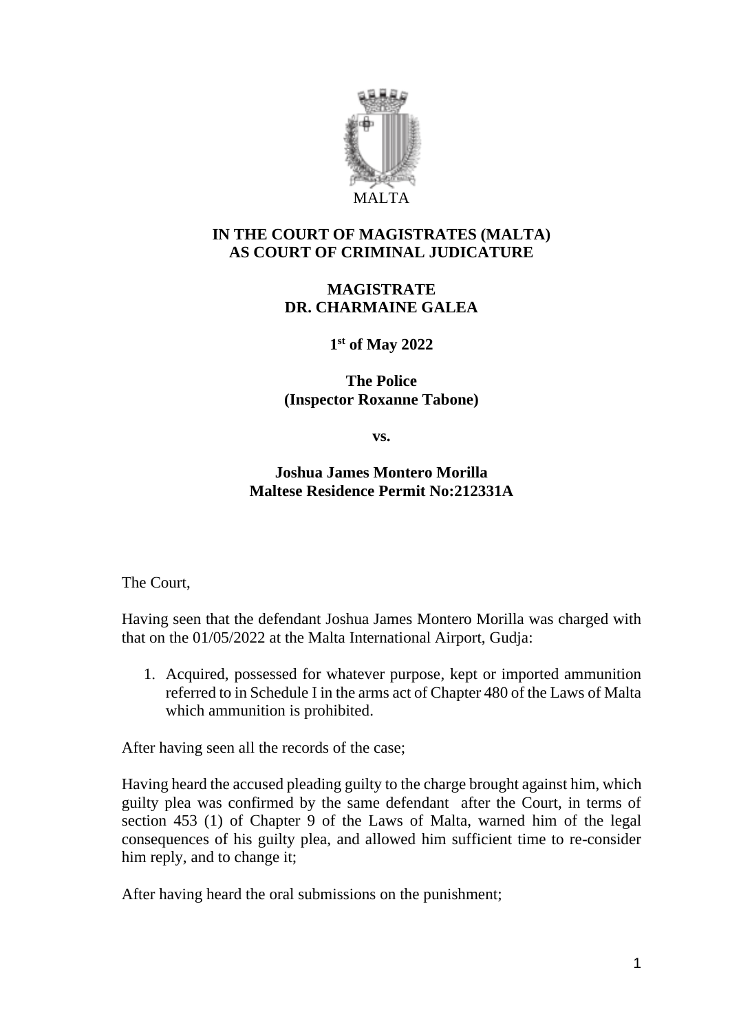MALTA

**IN THE COURT OF MAGISTRATES (MALTA)**
**AS COURT OF CRIMINAL JUDICATURE**

**MAGISTRATE**
**DR. CHARMAINE GALEA**

**1st of May 2022**

**The Police**
**(Inspector Roxanne Tabone)**

**vs.**

**Joshua James Montero Morilla**
**Maltese Residence Permit No:212331A**

The Court,

Having seen that the defendant Joshua James Montero Morilla was charged with that on the 01/05/2022 at the Malta International Airport, Gudja:

1. Acquired, possessed for whatever purpose, kept or imported ammunition referred to in Schedule I in the arms act of Chapter 480 of the Laws of Malta which ammunition is prohibited.

After having seen all the records of the case;

Having heard the accused pleading guilty to the charge brought against him, which guilty plea was confirmed by the same defendant after the Court, in terms of section 453 (1) of Chapter 9 of the Laws of Malta, warned him of the legal consequences of his guilty plea, and allowed him sufficient time to re-consider him reply, and to change it;

After having heard the oral submissions on the punishment;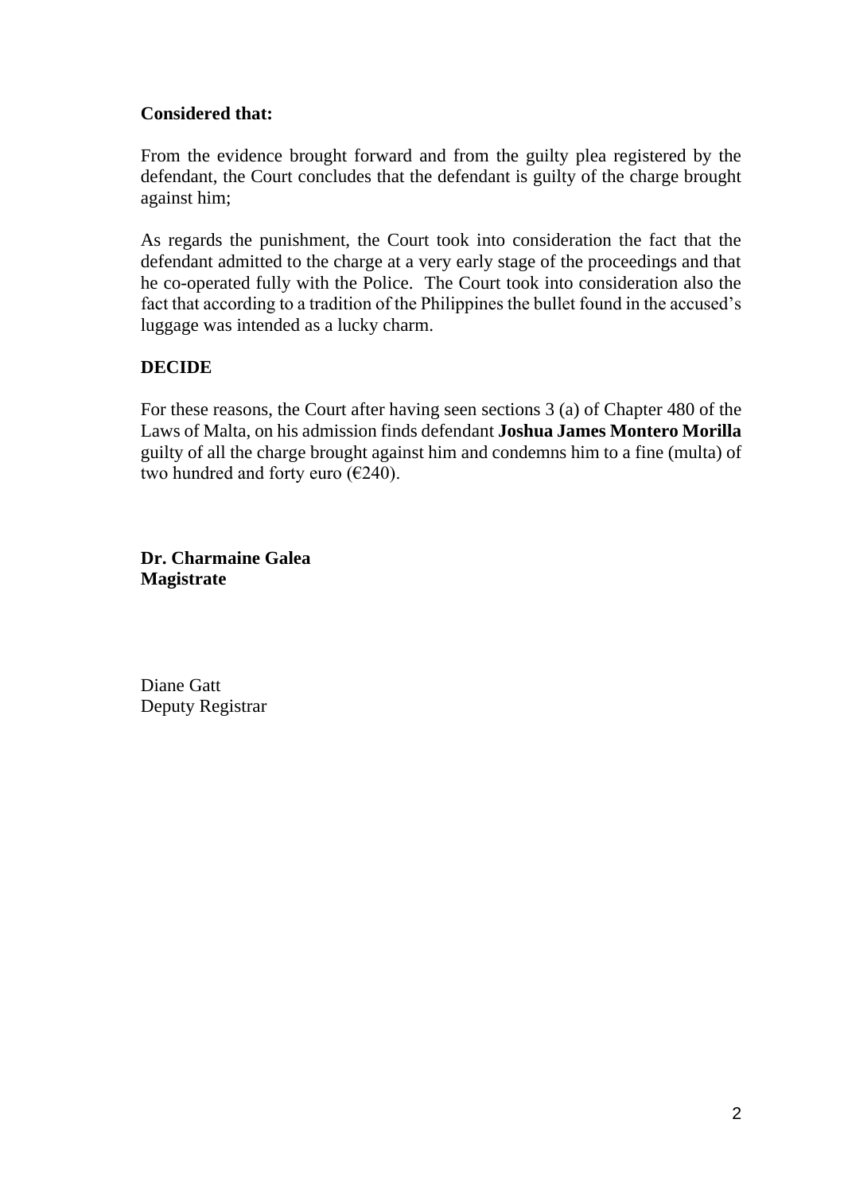**Considered that:**

From the evidence brought forward and from the guilty plea registered by the defendant, the Court concludes that the defendant is guilty of the charge brought against him;

As regards the punishment, the Court took into consideration the fact that the defendant admitted to the charge at a very early stage of the proceedings and that he co-operated fully with the Police. The Court took into consideration also the fact that according to a tradition of the Philippines the bullet found in the accused's luggage was intended as a lucky charm.

**DECIDE**

For these reasons, the Court after having seen sections 3 (a) of Chapter 480 of the Laws of Malta, on his admission finds defendant **Joshua James Montero Morilla** guilty of all the charge brought against him and condemns him to a fine (multa) of two hundred and forty euro (€240).

**Dr. Charmaine Galea**
**Magistrate**

Diane Gatt
Deputy Registrar